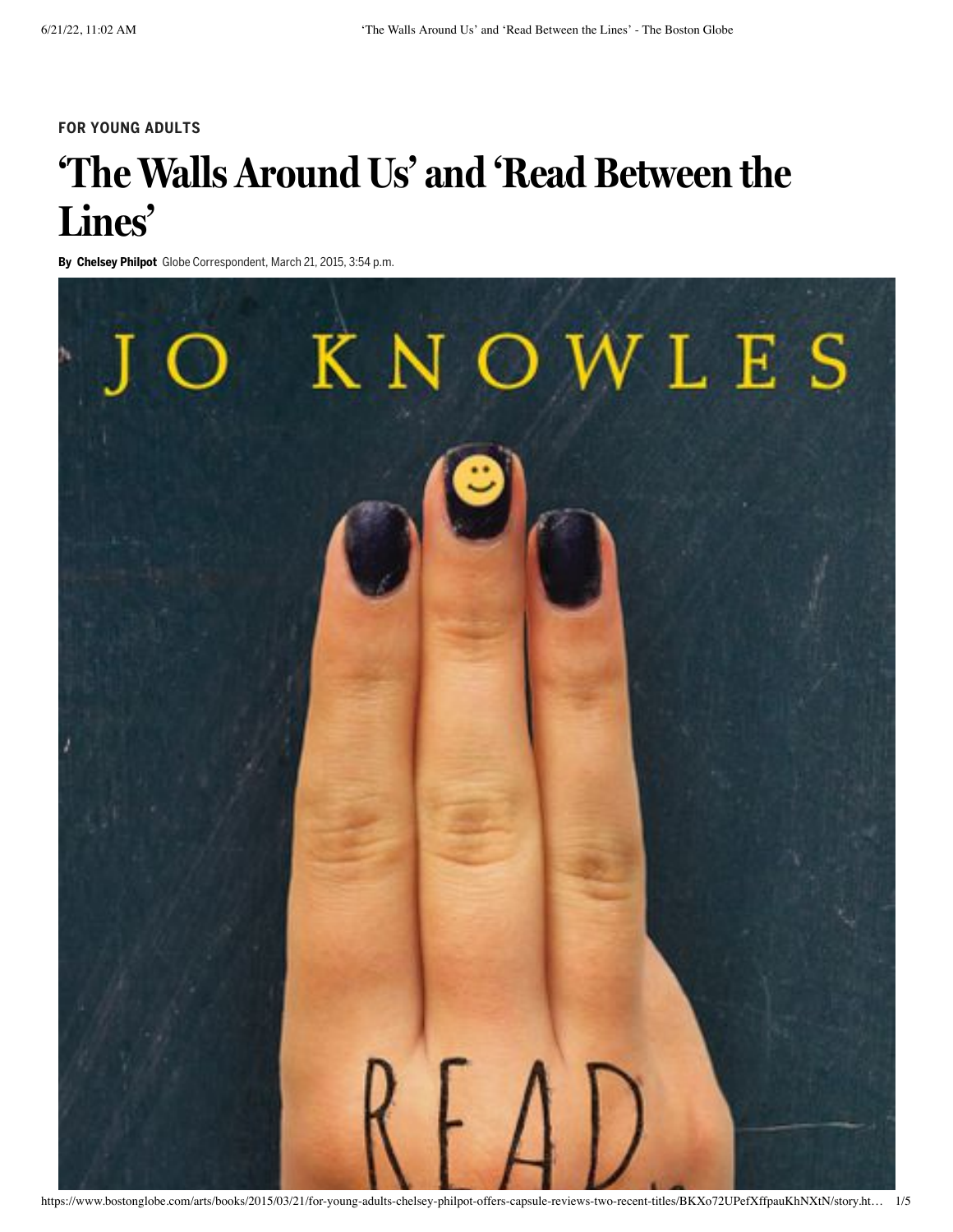FOR YOUNG ADULTS

# 'The Walls Around Us' and 'Read Between the Lines'

**By Chelsey Philpot** Globe Correspondent, March 21, 2015, 3:54 p.m.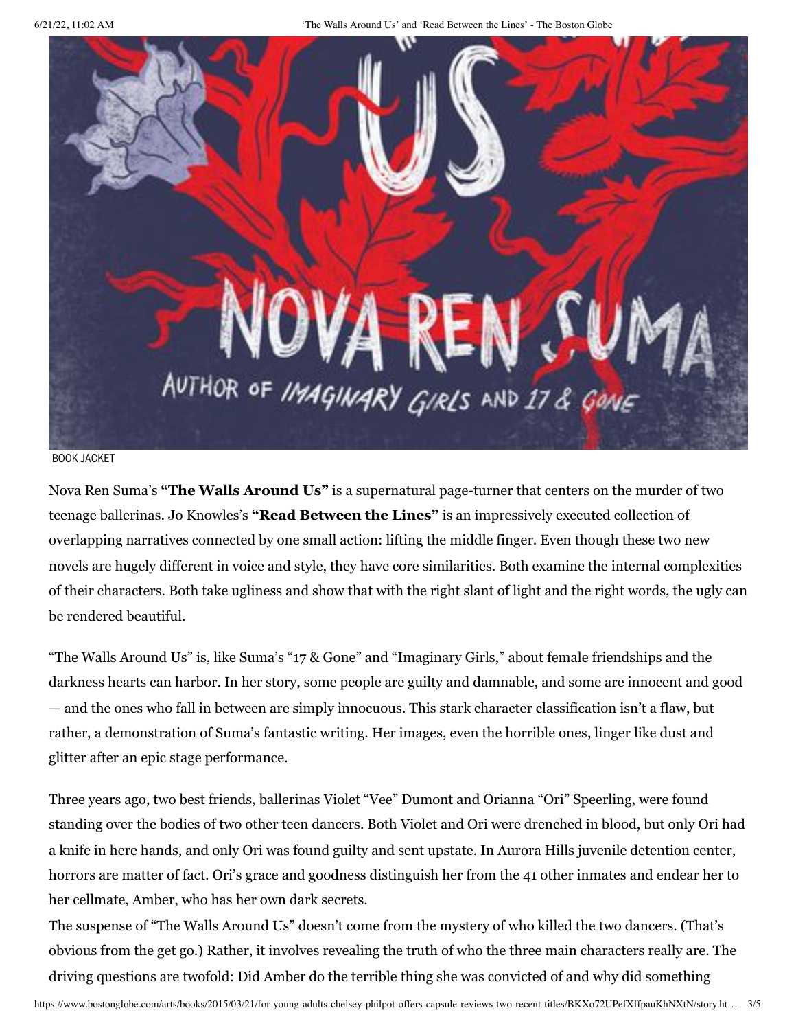BOOK JACKET

Nova Ren Suma's **"The Walls Around Us"** is a supernatural page-turner that centers on the murder of two teenage ballerinas. Jo Knowles's **"Read Between the Lines"** is an impressively executed collection of overlapping narratives connected by one small action: lifting the middle finger. Even though these two new novels are hugely different in voice and style, they have core similarities. Both examine the internal complexities of their characters. Both take ugliness and show that with the right slant of light and the right words, the ugly can be rendered beautiful.

"The Walls Around Us" is, like Suma's "17 & Gone" and "Imaginary Girls," about female friendships and the darkness hearts can harbor. In her story, some people are guilty and damnable, and some are innocent and good — and the ones who fall in between are simply innocuous. This stark character classification isn't a flaw, but rather, a demonstration of Suma's fantastic writing. Her images, even the horrible ones, linger like dust and glitter after an epic stage performance.

Three years ago, two best friends, ballerinas Violet "Vee" Dumont and Orianna "Ori" Speerling, were found standing over the bodies of two other teen dancers. Both Violet and Ori were drenched in blood, but only Ori had a knife in here hands, and only Ori was found guilty and sent upstate. In Aurora Hills juvenile detention center, horrors are matter of fact. Ori's grace and goodness distinguish her from the 41 other inmates and endear her to her cellmate, Amber, who has her own dark secrets.

The suspense of "The Walls Around Us" doesn't come from the mystery of who killed the two dancers. (That's obvious from the get go.) Rather, it involves revealing the truth of who the three main characters really are. The driving questions are twofold: Did Amber do the terrible thing she was convicted of and why did something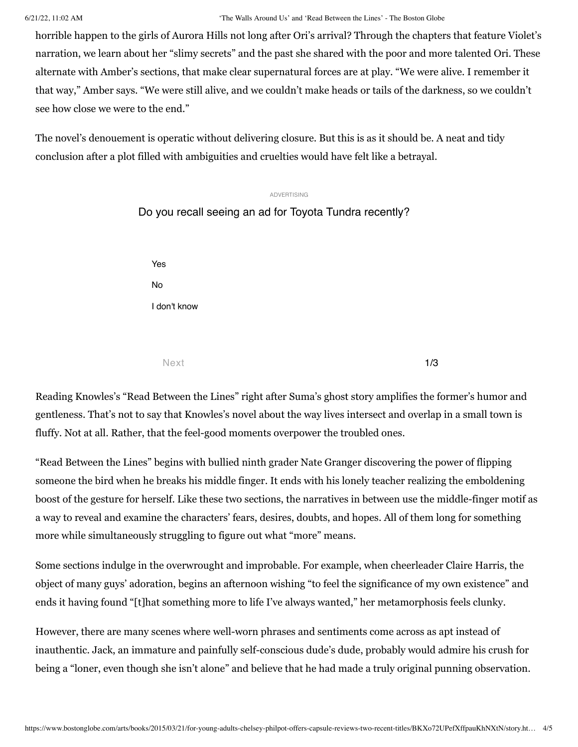horrible happen to the girls of Aurora Hills not long after Ori's arrival? Through the chapters that feature Violet's narration, we learn about her "slimy secrets" and the past she shared with the poor and more talented Ori. These alternate with Amber's sections, that make clear supernatural forces are at play. "We were alive. I remember it that way," Amber says. "We were still alive, and we couldn't make heads or tails of the darkness, so we couldn't see how close we were to the end."

The novel's denouement is operatic without delivering closure. But this is as it should be. A neat and tidy conclusion after a plot filled with ambiguities and cruelties would have felt like a betrayal.

Reading Knowles's "Read Between the Lines" right after Suma's ghost story amplifies the former's humor and gentleness. That's not to say that Knowles's novel about the way lives intersect and overlap in a small town is fluffy. Not at all. Rather, that the feel-good moments overpower the troubled ones.

"Read Between the Lines" begins with bullied ninth grader Nate Granger discovering the power of flipping someone the bird when he breaks his middle finger. It ends with his lonely teacher realizing the emboldening boost of the gesture for herself. Like these two sections, the narratives in between use the middle-finger motif as a way to reveal and examine the characters' fears, desires, doubts, and hopes. All of them long for something more while simultaneously struggling to figure out what "more" means.

Some sections indulge in the overwrought and improbable. For example, when cheerleader Claire Harris, the object of many guys' adoration, begins an afternoon wishing "to feel the significance of my own existence" and ends it having found "[t]hat something more to life I've always wanted," her metamorphosis feels clunky.

However, there are many scenes where well-worn phrases and sentiments come across as apt instead of inauthentic. Jack, an immature and painfully self-conscious dude's dude, probably would admire his crush for being a "loner, even though she isn't alone" and believe that he had made a truly original punning observation.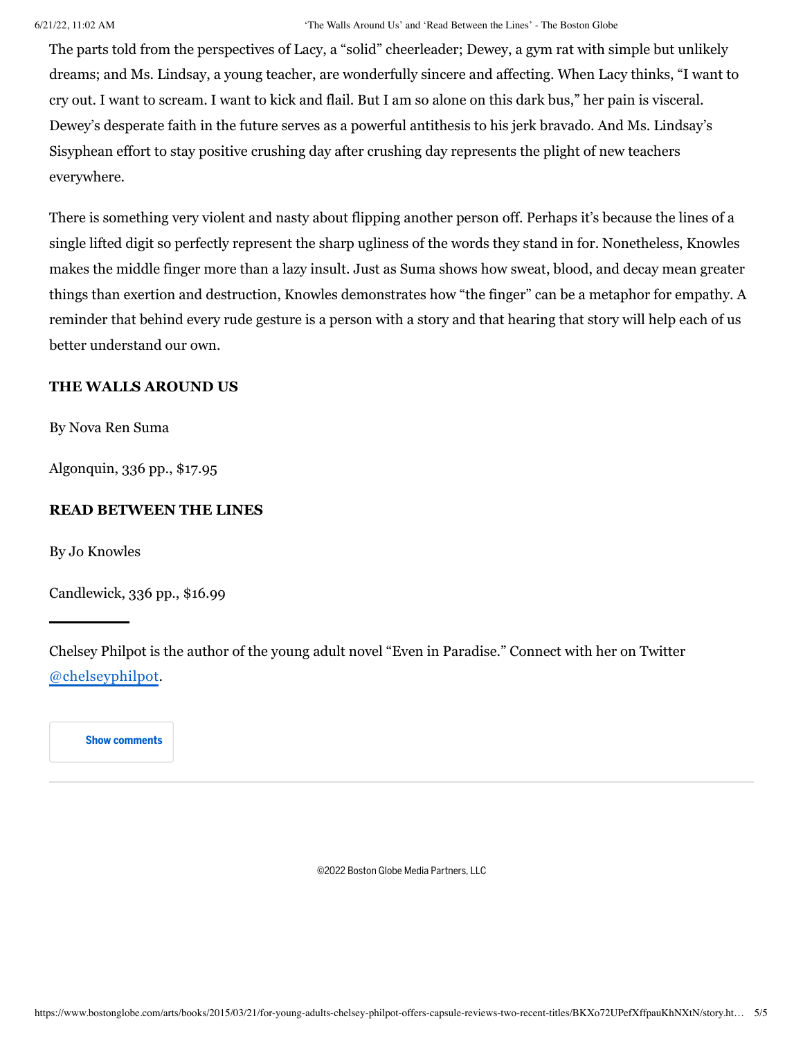The parts told from the perspectives of Lacy, a "solid" cheerleader; Dewey, a gym rat with simple but unlikely dreams; and Ms. Lindsay, a young teacher, are wonderfully sincere and affecting. When Lacy thinks, "I want to cry out. I want to scream. I want to kick and flail. But I am so alone on this dark bus," her pain is visceral. Dewey's desperate faith in the future serves as a powerful antithesis to his jerk bravado. And Ms. Lindsay's Sisyphean effort to stay positive crushing day after crushing day represents the plight of new teachers everywhere.

There is something very violent and nasty about flipping another person off. Perhaps it's because the lines of a single lifted digit so perfectly represent the sharp ugliness of the words they stand in for. Nonetheless, Knowles makes the middle finger more than a lazy insult. Just as Suma shows how sweat, blood, and decay mean greater things than exertion and destruction, Knowles demonstrates how "the finger" can be a metaphor for empathy. A reminder that behind every rude gesture is a person with a story and that hearing that story will help each of us better understand our own.

**THE WALLS AROUND US**

By Nova Ren Suma

Algonquin, 336 pp., $17.95

**READ BETWEEN THE LINES**

By Jo Knowles

Candlewick, 336 pp., $16.99

---

Chelsey Philpot is the author of the young adult novel "Even in Paradise." Connect with her on Twitter @chelseyphilpot.

Show comments

©2022 Boston Globe Media Partners, LLC